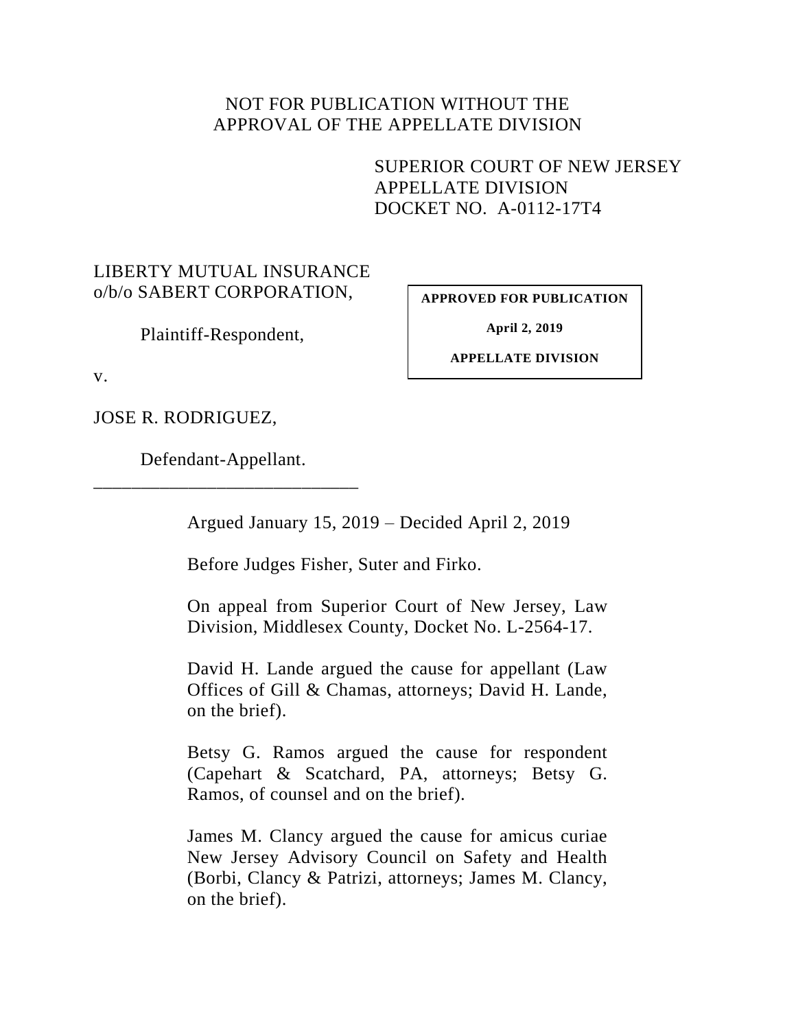NOT FOR PUBLICATION WITHOUT THE
APPROVAL OF THE APPELLATE DIVISION

SUPERIOR COURT OF NEW JERSEY
APPELLATE DIVISION
DOCKET NO. A-0112-17T4

LIBERTY MUTUAL INSURANCE
o/b/o SABERT CORPORATION,

Plaintiff-Respondent,

v.

JOSE R. RODRIGUEZ,

Defendant-Appellant.

**APPROVED FOR PUBLICATION**

**April 2, 2019**

**APPELLATE DIVISION**

_____________________________

Argued January 15, 2019 – Decided April 2, 2019

Before Judges Fisher, Suter and Firko.

On appeal from Superior Court of New Jersey, Law Division, Middlesex County, Docket No. L-2564-17.

David H. Lande argued the cause for appellant (Law Offices of Gill & Chamas, attorneys; David H. Lande, on the brief).

Betsy G. Ramos argued the cause for respondent (Capehart & Scatchard, PA, attorneys; Betsy G. Ramos, of counsel and on the brief).

James M. Clancy argued the cause for amicus curiae New Jersey Advisory Council on Safety and Health (Borbi, Clancy & Patrizi, attorneys; James M. Clancy, on the brief).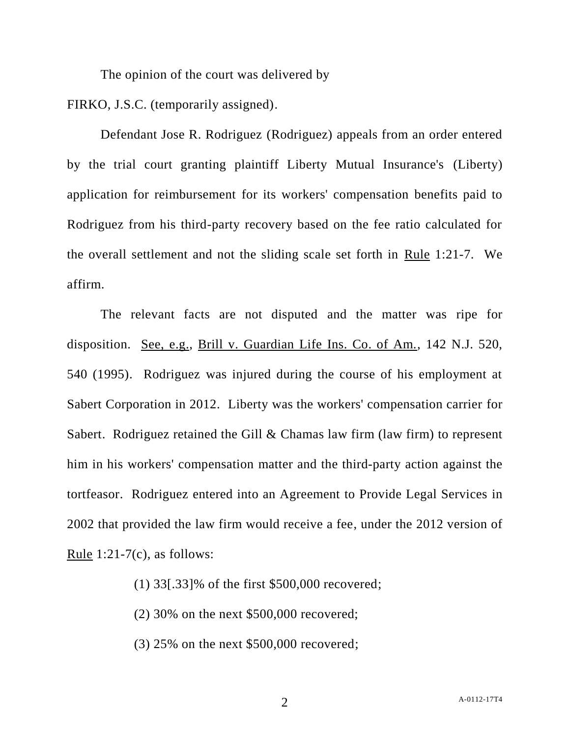The opinion of the court was delivered by

FIRKO, J.S.C. (temporarily assigned).

Defendant Jose R. Rodriguez (Rodriguez) appeals from an order entered by the trial court granting plaintiff Liberty Mutual Insurance's (Liberty) application for reimbursement for its workers' compensation benefits paid to Rodriguez from his third-party recovery based on the fee ratio calculated for the overall settlement and not the sliding scale set forth in Rule 1:21-7. We affirm.

The relevant facts are not disputed and the matter was ripe for disposition. See, e.g., Brill v. Guardian Life Ins. Co. of Am., 142 N.J. 520, 540 (1995). Rodriguez was injured during the course of his employment at Sabert Corporation in 2012. Liberty was the workers' compensation carrier for Sabert. Rodriguez retained the Gill & Chamas law firm (law firm) to represent him in his workers' compensation matter and the third-party action against the tortfeasor. Rodriguez entered into an Agreement to Provide Legal Services in 2002 that provided the law firm would receive a fee, under the 2012 version of Rule 1:21-7(c), as follows:

> (1) 33[.33]% of the first $500,000 recovered;
>
> (2) 30% on the next $500,000 recovered;
>
> (3) 25% on the next $500,000 recovered;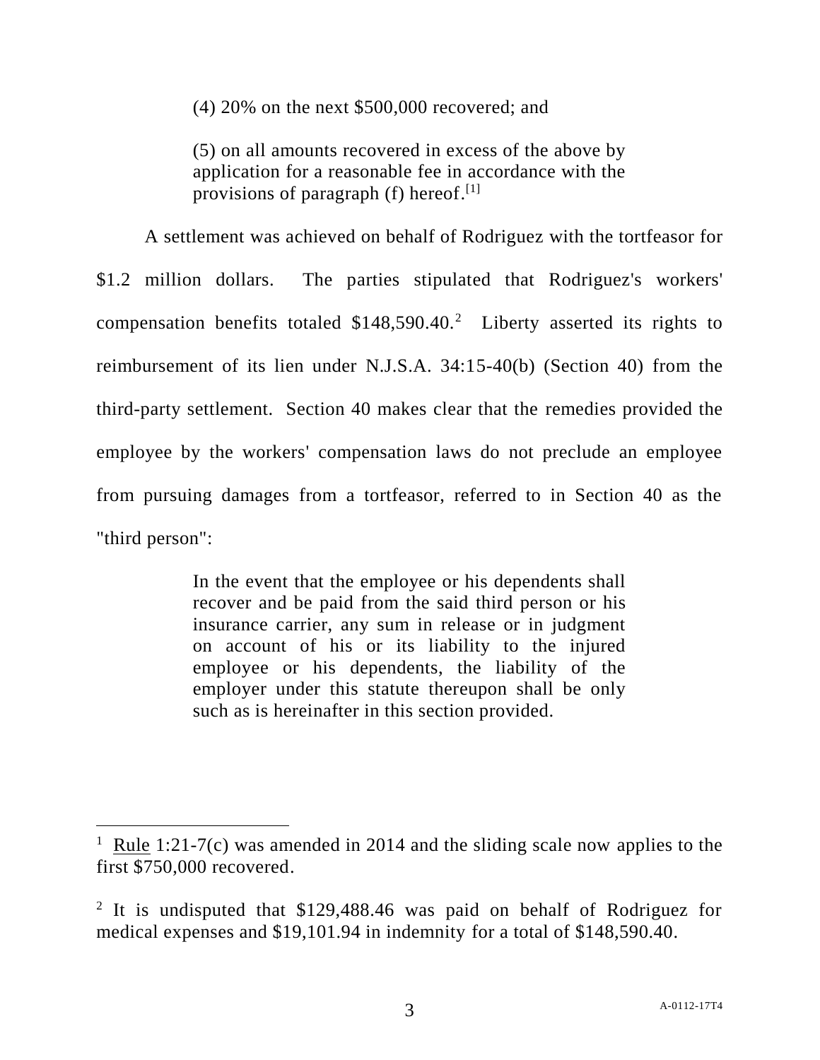> (4) 20% on the next $500,000 recovered; and
>
> (5) on all amounts recovered in excess of the above by application for a reasonable fee in accordance with the provisions of paragraph (f) hereof.[1]

A settlement was achieved on behalf of Rodriguez with the tortfeasor for $1.2 million dollars. The parties stipulated that Rodriguez's workers' compensation benefits totaled $148,590.40.[2] Liberty asserted its rights to reimbursement of its lien under N.J.S.A. 34:15-40(b) (Section 40) from the third-party settlement. Section 40 makes clear that the remedies provided the employee by the workers' compensation laws do not preclude an employee from pursuing damages from a tortfeasor, referred to in Section 40 as the "third person":

> In the event that the employee or his dependents shall recover and be paid from the said third person or his insurance carrier, any sum in release or in judgment on account of his or its liability to the injured employee or his dependents, the liability of the employer under this statute thereupon shall be only such as is hereinafter in this section provided.

---

[1] Rule 1:21-7(c) was amended in 2014 and the sliding scale now applies to the first $750,000 recovered.

[2] It is undisputed that $129,488.46 was paid on behalf of Rodriguez for medical expenses and $19,101.94 in indemnity for a total of $148,590.40.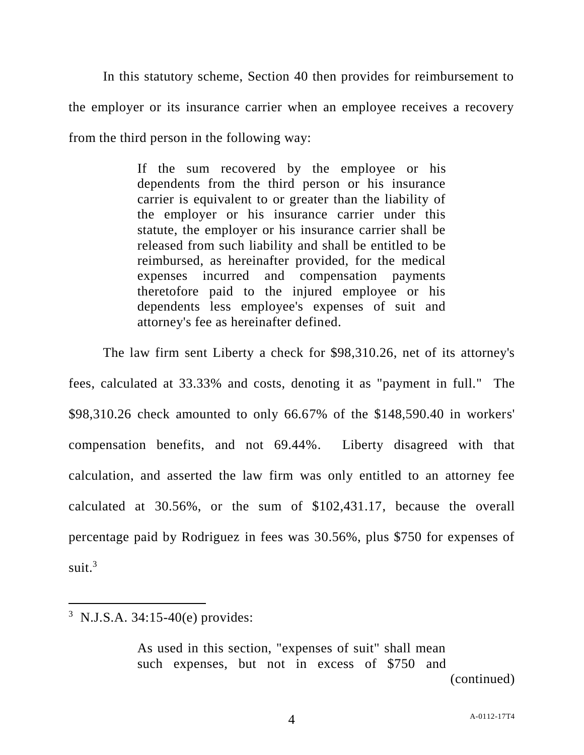In this statutory scheme, Section 40 then provides for reimbursement to the employer or its insurance carrier when an employee receives a recovery from the third person in the following way:

> If the sum recovered by the employee or his dependents from the third person or his insurance carrier is equivalent to or greater than the liability of the employer or his insurance carrier under this statute, the employer or his insurance carrier shall be released from such liability and shall be entitled to be reimbursed, as hereinafter provided, for the medical expenses incurred and compensation payments theretofore paid to the injured employee or his dependents less employee's expenses of suit and attorney's fee as hereinafter defined.

The law firm sent Liberty a check for $98,310.26, net of its attorney's fees, calculated at 33.33% and costs, denoting it as "payment in full." The $98,310.26 check amounted to only 66.67% of the $148,590.40 in workers' compensation benefits, and not 69.44%. Liberty disagreed with that calculation, and asserted the law firm was only entitled to an attorney fee calculated at 30.56%, or the sum of $102,431.17, because the overall percentage paid by Rodriguez in fees was 30.56%, plus $750 for expenses of suit.[3]

---

[3] N.J.S.A. 34:15-40(e) provides:

> As used in this section, "expenses of suit" shall mean such expenses, but not in excess of $750 and

(continued)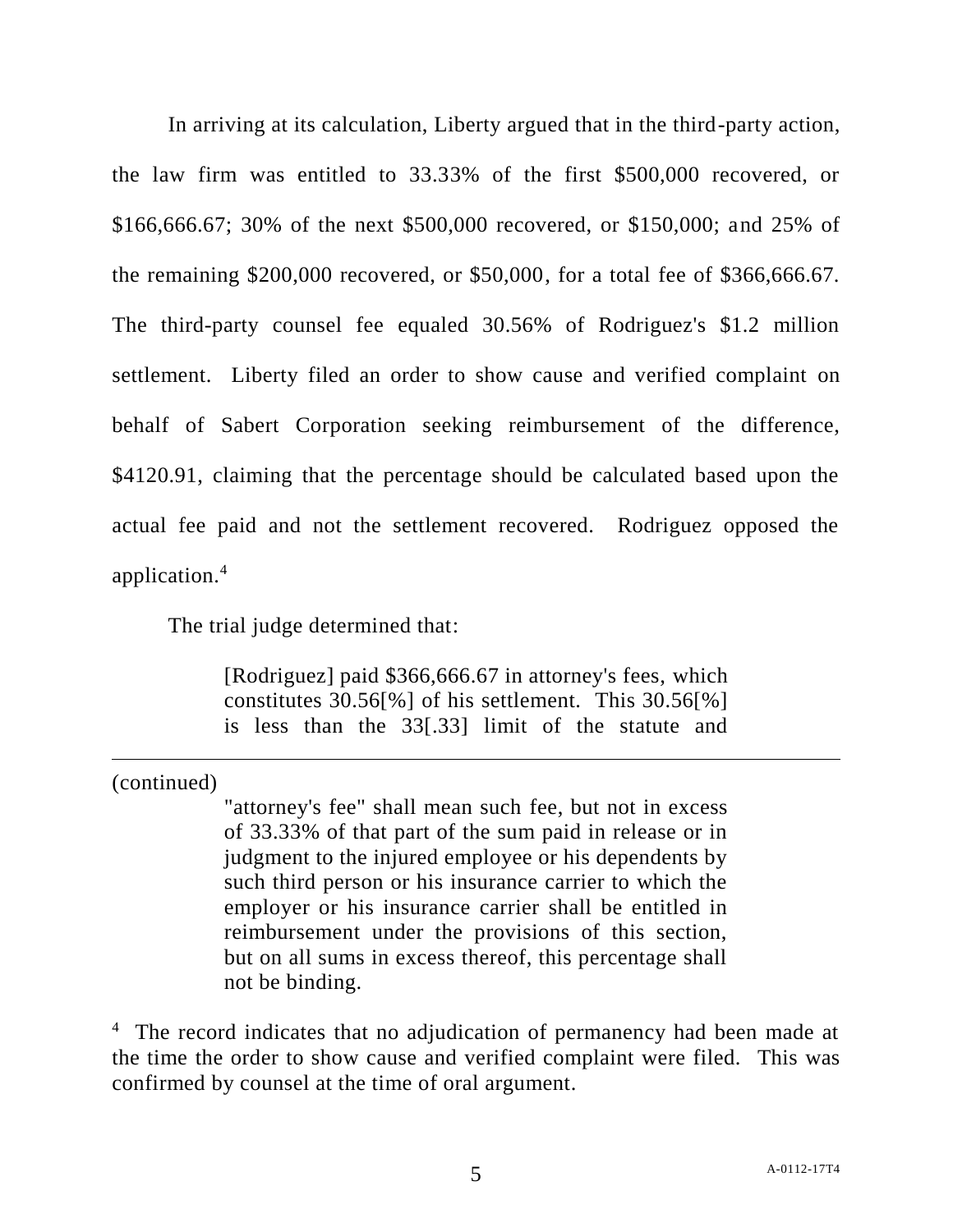In arriving at its calculation, Liberty argued that in the third-party action, the law firm was entitled to 33.33% of the first $500,000 recovered, or $166,666.67; 30% of the next $500,000 recovered, or $150,000; and 25% of the remaining $200,000 recovered, or $50,000, for a total fee of $366,666.67. The third-party counsel fee equaled 30.56% of Rodriguez's $1.2 million settlement. Liberty filed an order to show cause and verified complaint on behalf of Sabert Corporation seeking reimbursement of the difference, $4120.91, claiming that the percentage should be calculated based upon the actual fee paid and not the settlement recovered. Rodriguez opposed the application.[4]

The trial judge determined that:

> [Rodriguez] paid $366,666.67 in attorney's fees, which constitutes 30.56[%] of his settlement. This 30.56[%] is less than the 33[.33] limit of the statute and

---

(continued)

> "attorney's fee" shall mean such fee, but not in excess of 33.33% of that part of the sum paid in release or in judgment to the injured employee or his dependents by such third person or his insurance carrier to which the employer or his insurance carrier shall be entitled in reimbursement under the provisions of this section, but on all sums in excess thereof, this percentage shall not be binding.

[4] The record indicates that no adjudication of permanency had been made at the time the order to show cause and verified complaint were filed. This was confirmed by counsel at the time of oral argument.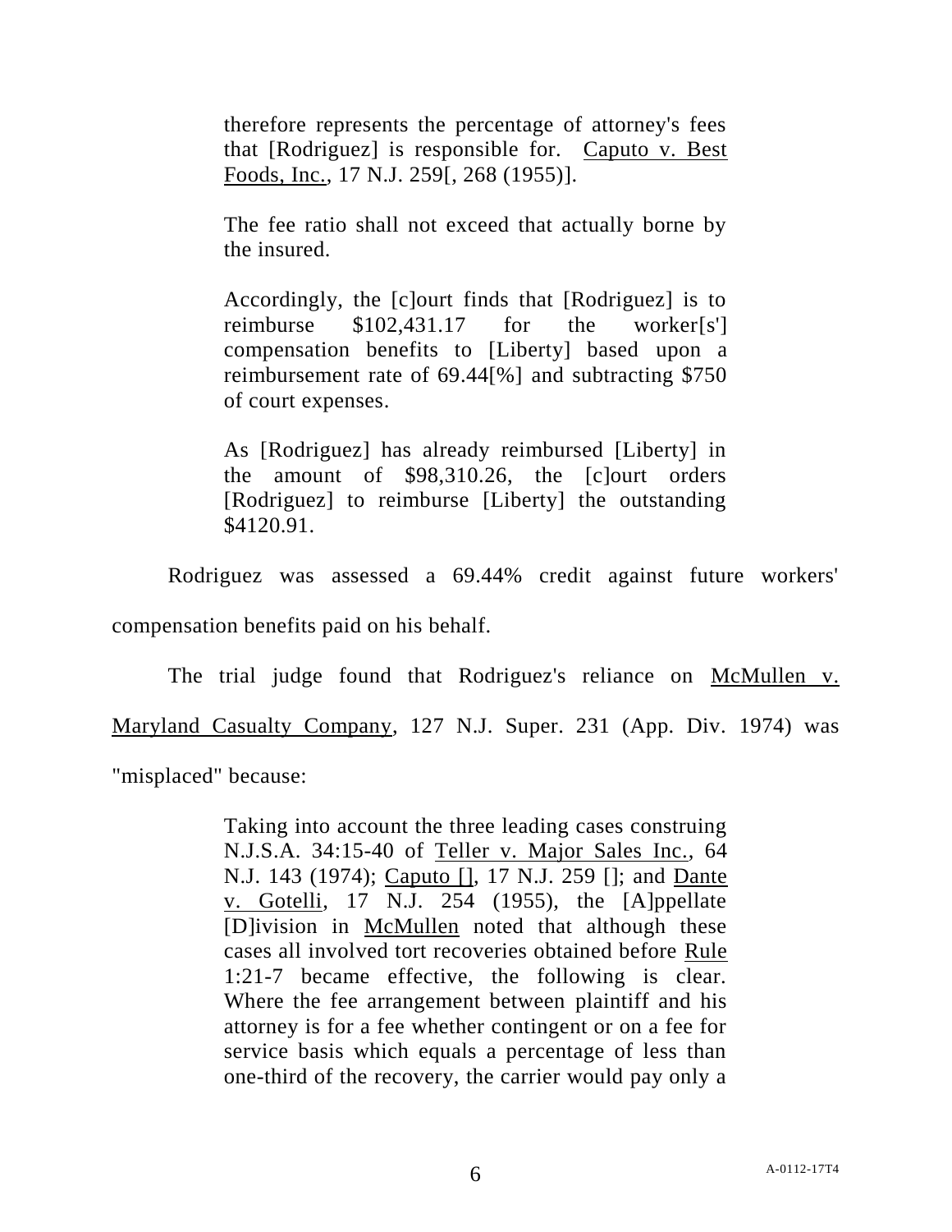> therefore represents the percentage of attorney's fees that [Rodriguez] is responsible for. Caputo v. Best Foods, Inc., 17 N.J. 259[, 268 (1955)].
>
> The fee ratio shall not exceed that actually borne by the insured.
>
> Accordingly, the [c]ourt finds that [Rodriguez] is to reimburse $102,431.17 for the worker[s'] compensation benefits to [Liberty] based upon a reimbursement rate of 69.44[%] and subtracting $750 of court expenses.
>
> As [Rodriguez] has already reimbursed [Liberty] in the amount of $98,310.26, the [c]ourt orders [Rodriguez] to reimburse [Liberty] the outstanding $4120.91.

Rodriguez was assessed a 69.44% credit against future workers' compensation benefits paid on his behalf.

The trial judge found that Rodriguez's reliance on McMullen v. Maryland Casualty Company, 127 N.J. Super. 231 (App. Div. 1974) was "misplaced" because:

> Taking into account the three leading cases construing N.J.S.A. 34:15-40 of Teller v. Major Sales Inc., 64 N.J. 143 (1974); Caputo [], 17 N.J. 259 []; and Dante v. Gotelli, 17 N.J. 254 (1955), the [A]ppellate [D]ivision in McMullen noted that although these cases all involved tort recoveries obtained before Rule 1:21-7 became effective, the following is clear. Where the fee arrangement between plaintiff and his attorney is for a fee whether contingent or on a fee for service basis which equals a percentage of less than one-third of the recovery, the carrier would pay only a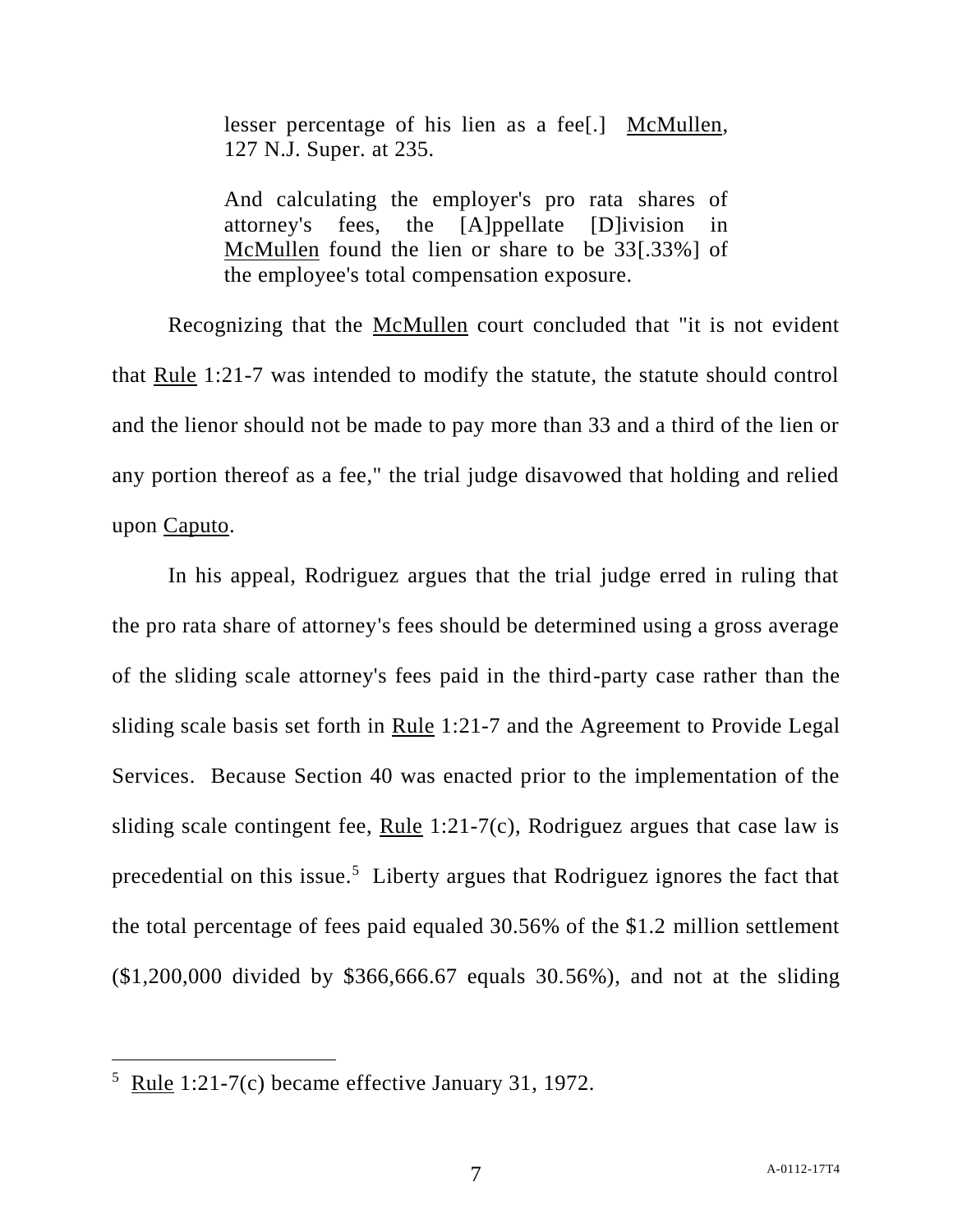> lesser percentage of his lien as a fee[.] McMullen, 127 N.J. Super. at 235.
>
> And calculating the employer's pro rata shares of attorney's fees, the [A]ppellate [D]ivision in McMullen found the lien or share to be 33[.33%] of the employee's total compensation exposure.

Recognizing that the McMullen court concluded that "it is not evident that Rule 1:21-7 was intended to modify the statute, the statute should control and the lienor should not be made to pay more than 33 and a third of the lien or any portion thereof as a fee," the trial judge disavowed that holding and relied upon Caputo.

In his appeal, Rodriguez argues that the trial judge erred in ruling that the pro rata share of attorney's fees should be determined using a gross average of the sliding scale attorney's fees paid in the third-party case rather than the sliding scale basis set forth in Rule 1:21-7 and the Agreement to Provide Legal Services. Because Section 40 was enacted prior to the implementation of the sliding scale contingent fee, Rule 1:21-7(c), Rodriguez argues that case law is precedential on this issue.[5] Liberty argues that Rodriguez ignores the fact that the total percentage of fees paid equaled 30.56% of the $1.2 million settlement ($1,200,000 divided by $366,666.67 equals 30.56%), and not at the sliding

---

[5] Rule 1:21-7(c) became effective January 31, 1972.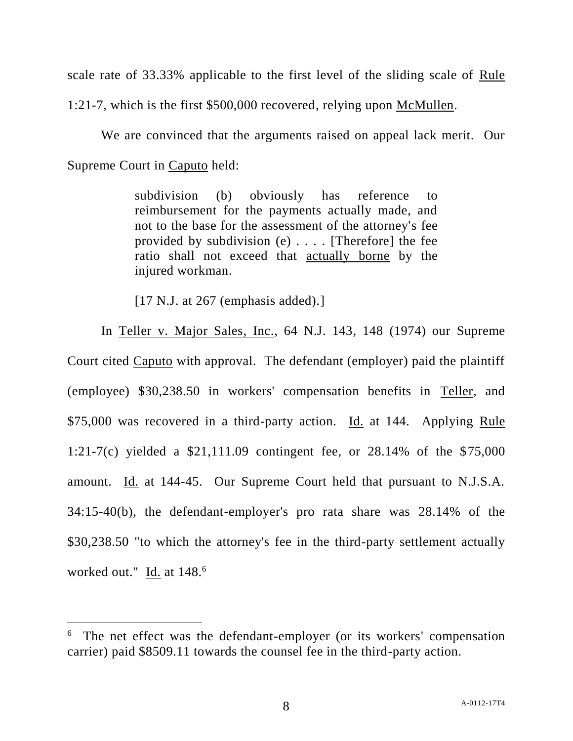scale rate of 33.33% applicable to the first level of the sliding scale of Rule 1:21-7, which is the first $500,000 recovered, relying upon McMullen.

We are convinced that the arguments raised on appeal lack merit. Our Supreme Court in Caputo held:

> subdivision (b) obviously has reference to reimbursement for the payments actually made, and not to the base for the assessment of the attorney's fee provided by subdivision (e) . . . . [Therefore] the fee ratio shall not exceed that actually borne by the injured workman.
>
> [17 N.J. at 267 (emphasis added).]

In Teller v. Major Sales, Inc., 64 N.J. 143, 148 (1974) our Supreme Court cited Caputo with approval. The defendant (employer) paid the plaintiff (employee) $30,238.50 in workers' compensation benefits in Teller, and $75,000 was recovered in a third-party action. Id. at 144. Applying Rule 1:21-7(c) yielded a $21,111.09 contingent fee, or 28.14% of the $75,000 amount. Id. at 144-45. Our Supreme Court held that pursuant to N.J.S.A. 34:15-40(b), the defendant-employer's pro rata share was 28.14% of the $30,238.50 "to which the attorney's fee in the third-party settlement actually worked out." Id. at 148.[6]

---

[6] The net effect was the defendant-employer (or its workers' compensation carrier) paid $8509.11 towards the counsel fee in the third-party action.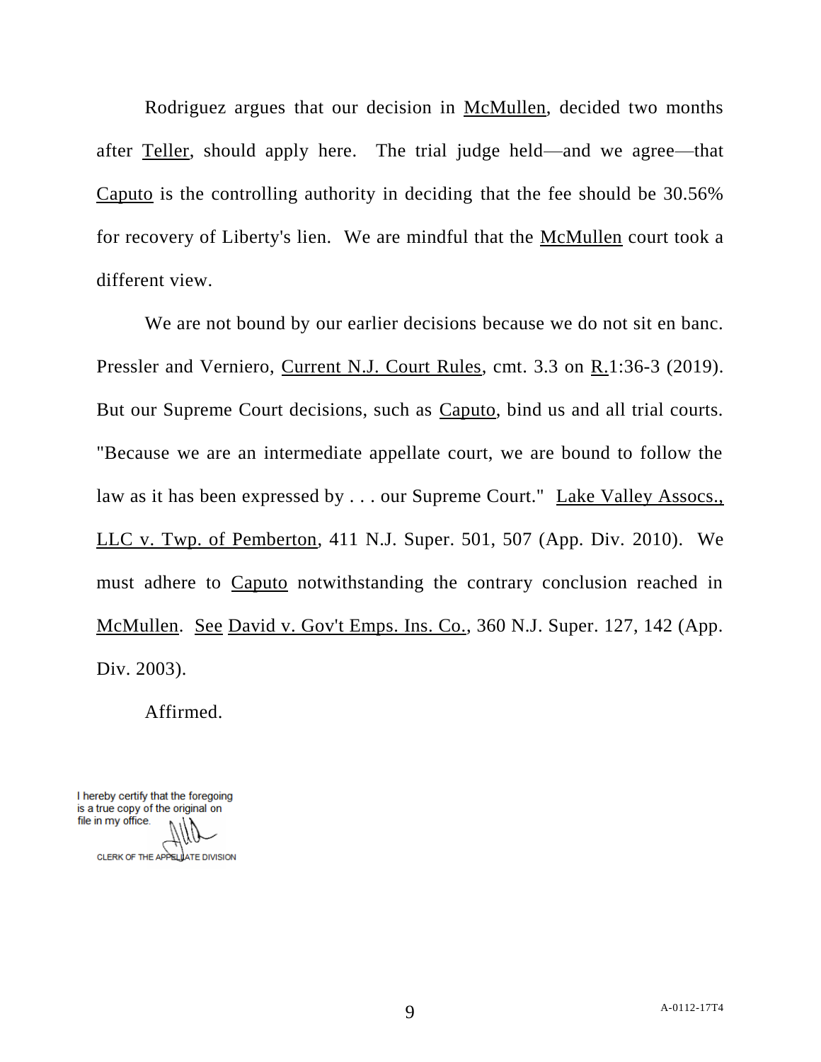Rodriguez argues that our decision in McMullen, decided two months after Teller, should apply here. The trial judge held—and we agree—that Caputo is the controlling authority in deciding that the fee should be 30.56% for recovery of Liberty's lien. We are mindful that the McMullen court took a different view.

We are not bound by our earlier decisions because we do not sit en banc. Pressler and Verniero, Current N.J. Court Rules, cmt. 3.3 on R.1:36-3 (2019). But our Supreme Court decisions, such as Caputo, bind us and all trial courts. "Because we are an intermediate appellate court, we are bound to follow the law as it has been expressed by . . . our Supreme Court." Lake Valley Assocs., LLC v. Twp. of Pemberton, 411 N.J. Super. 501, 507 (App. Div. 2010). We must adhere to Caputo notwithstanding the contrary conclusion reached in McMullen. See David v. Gov't Emps. Ins. Co., 360 N.J. Super. 127, 142 (App. Div. 2003).

Affirmed.

I hereby certify that the foregoing is a true copy of the original on file in my office.

CLERK OF THE APPELLATE DIVISION